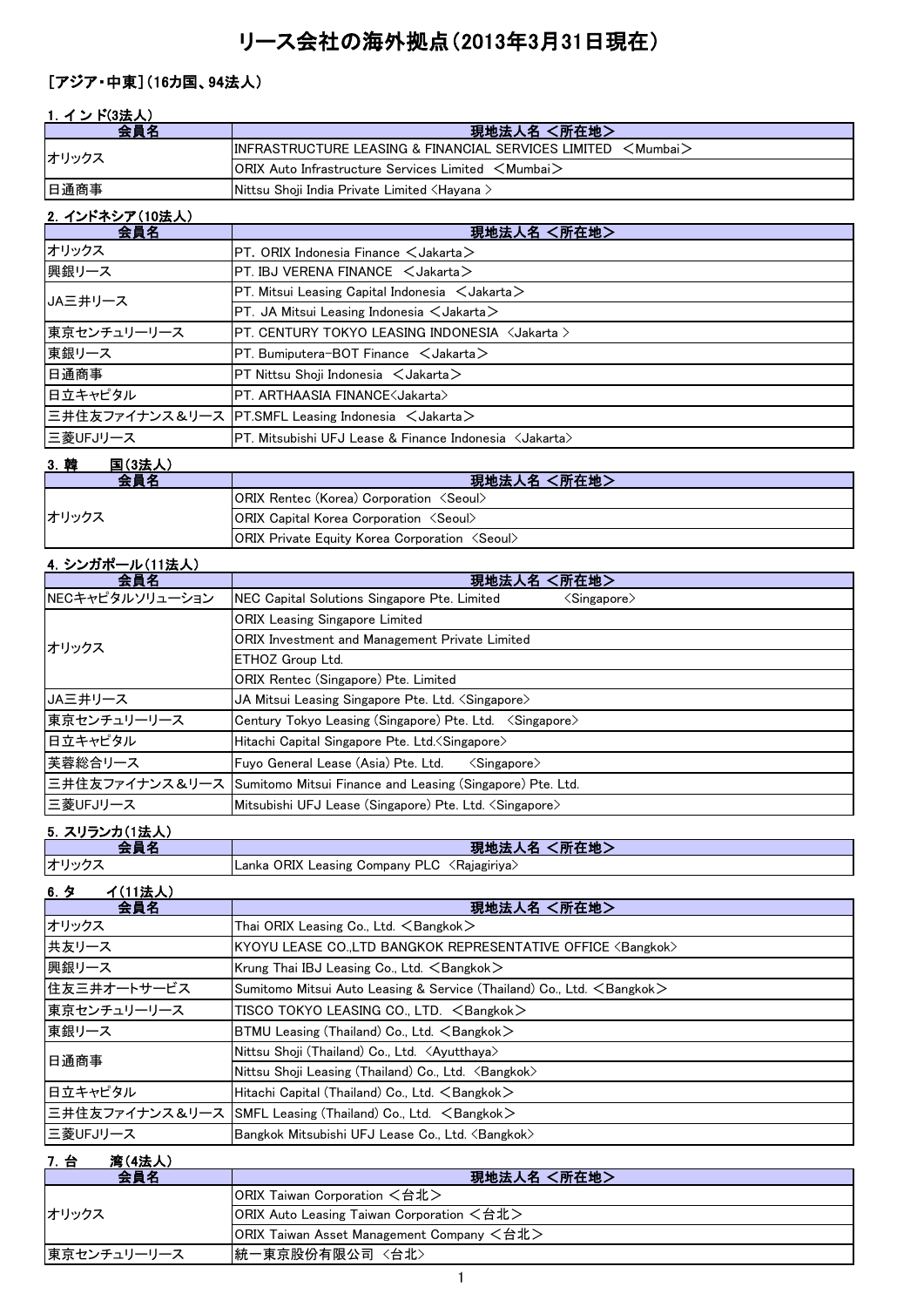# リース会社の海外拠点（2013年3月31日現在）

## ［アジア・中東］（16カ国、94法人）

### 1. インド(3法人)

| 会員名 | 現地法人名 <所在地> |
|---|---|
| オリックス | INFRASTRUCTURE LEASING & FINANCIAL SERVICES LIMITED ＜Mumbai＞ |
| | ORIX Auto Infrastructure Services Limited ＜Mumbai＞ |
| 日通商事 | Nittsu Shoji India Private Limited <Hayana > |

### 2. インドネシア（10法人）

| 会員名 | 現地法人名 <所在地> |
|---|---|
| オリックス | PT. ORIX Indonesia Finance ＜Jakarta＞ |
| 興銀リース | PT. IBJ VERENA FINANCE ＜Jakarta＞ |
| JA三井リース | PT. Mitsui Leasing Capital Indonesia ＜Jakarta＞ |
| | PT. JA Mitsui Leasing Indonesia ＜Jakarta＞ |
| 東京センチュリーリース | PT. CENTURY TOKYO LEASING INDONESIA <Jakarta > |
| 東銀リース | PT. Bumiputera-BOT Finance ＜Jakarta＞ |
| 日通商事 | PT Nittsu Shoji Indonesia ＜Jakarta＞ |
| 日立キャピタル | PT. ARTHAASIA FINANCE<Jakarta> |
| 三井住友ファイナンス＆リース | PT.SMFL Leasing Indonesia ＜Jakarta＞ |
| 三菱UFJリース | PT. Mitsubishi UFJ Lease & Finance Indonesia <Jakarta> |

### 3. 韓　　国(3法人)

| 会員名 | 現地法人名 <所在地> |
|---|---|
| オリックス | ORIX Rentec (Korea) Corporation <Seoul> |
| | ORIX Capital Korea Corporation <Seoul> |
| | ORIX Private Equity Korea Corporation <Seoul> |

### 4. シンガポール（11法人）

| 会員名 | 現地法人名 <所在地> |
|---|---|
| NECキャピタルソリューション | NEC Capital Solutions Singapore Pte. Limited <Singapore> |
| オリックス | ORIX Leasing Singapore Limited |
| | ORIX Investment and Management Private Limited |
| | ETHOZ Group Ltd. |
| | ORIX Rentec (Singapore) Pte. Limited |
| JA三井リース | JA Mitsui Leasing Singapore Pte. Ltd. <Singapore> |
| 東京センチュリーリース | Century Tokyo Leasing (Singapore) Pte. Ltd. <Singapore> |
| 日立キャピタル | Hitachi Capital Singapore Pte. Ltd.<Singapore> |
| 芙蓉総合リース | Fuyo General Lease (Asia) Pte. Ltd. <Singapore> |
| 三井住友ファイナンス＆リース | Sumitomo Mitsui Finance and Leasing (Singapore) Pte. Ltd. |
| 三菱UFJリース | Mitsubishi UFJ Lease (Singapore) Pte. Ltd. <Singapore> |

### 5. スリランカ（1法人）

| 会員名 | 現地法人名 <所在地> |
|---|---|
| オリックス | Lanka ORIX Leasing Company PLC <Rajagiriya> |

### 6. タ　　イ（11法人）

| 会員名 | 現地法人名 <所在地> |
|---|---|
| オリックス | Thai ORIX Leasing Co., Ltd. ＜Bangkok＞ |
| 共友リース | KYOYU LEASE CO.,LTD BANGKOK REPRESENTATIVE OFFICE <Bangkok> |
| 興銀リース | Krung Thai IBJ Leasing Co., Ltd. ＜Bangkok＞ |
| 住友三井オートサービス | Sumitomo Mitsui Auto Leasing & Service (Thailand) Co., Ltd. ＜Bangkok＞ |
| 東京センチュリーリース | TISCO TOKYO LEASING CO., LTD. ＜Bangkok＞ |
| 東銀リース | BTMU Leasing (Thailand) Co., Ltd. ＜Bangkok＞ |
| 日通商事 | Nittsu Shoji (Thailand) Co., Ltd. <Ayutthaya> |
| | Nittsu Shoji Leasing (Thailand) Co., Ltd. <Bangkok> |
| 日立キャピタル | Hitachi Capital (Thailand) Co., Ltd. ＜Bangkok＞ |
| 三井住友ファイナンス＆リース | SMFL Leasing (Thailand) Co., Ltd. ＜Bangkok＞ |
| 三菱UFJリース | Bangkok Mitsubishi UFJ Lease Co., Ltd. <Bangkok> |

### 7. 台　　湾（4法人）

| 会員名 | 現地法人名 <所在地> |
|---|---|
| オリックス | ORIX Taiwan Corporation ＜台北＞ |
| | ORIX Auto Leasing Taiwan Corporation ＜台北＞ |
| | ORIX Taiwan Asset Management Company ＜台北＞ |
| 東京センチュリーリース | 統一東京股份有限公司 <台北> |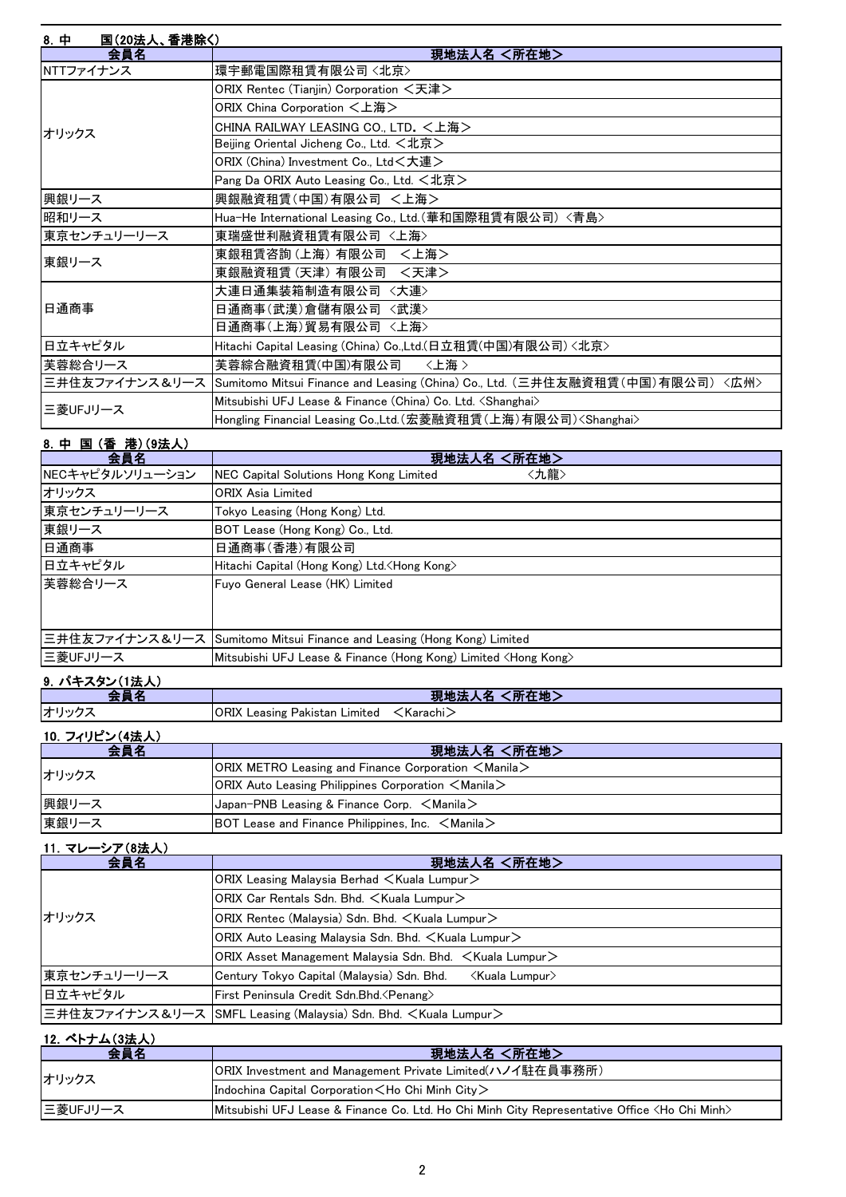### 8. 中　　国(20法人、香港除く)

| 会員名 | 現地法人名 <所在地> |
| --- | --- |
| NTTファイナンス | 環宇郵電国際租賃有限公司 <北京> |
| オリックス | ORIX Rentec (Tianjin) Corporation <天津> |
| | ORIX China Corporation <上海> |
| | CHINA RAILWAY LEASING CO., LTD. <上海> |
| | Beijing Oriental Jicheng Co., Ltd. <北京> |
| | ORIX (China) Investment Co., Ltd<大連> |
| | Pang Da ORIX Auto Leasing Co., Ltd. <北京> |
| 興銀リース | 興銀融資租賃(中国)有限公司 <上海> |
| 昭和リース | Hua-He International Leasing Co., Ltd.(華和国際租賃有限公司) <青島> |
| 東京センチュリーリース | 東瑞盛世利融資租賃有限公司 <上海> |
| 東銀リース | 東銀租賃咨詢(上海)有限公司 <上海> |
| | 東銀融資租賃(天津)有限公司 <天津> |
| 日通商事 | 大連日通集装箱制造有限公司 <大連> |
| | 日通商事(武漢)倉儲有限公司 <武漢> |
| | 日通商事(上海)貿易有限公司 <上海> |
| 日立キャピタル | Hitachi Capital Leasing (China) Co.,Ltd.(日立租賃(中国)有限公司) <北京> |
| 芙蓉総合リース | 芙蓉綜合融資租賃(中国)有限公司 <上海 > |
| 三井住友ファイナンス＆リース | Sumitomo Mitsui Finance and Leasing (China) Co., Ltd. (三井住友融資租賃(中国)有限公司) <広州> |
| 三菱UFJリース | Mitsubishi UFJ Lease & Finance (China) Co. Ltd. <Shanghai> |
| | Hongling Financial Leasing Co.,Ltd.(宏菱融資租賃(上海)有限公司)<Shanghai> |

### 8. 中 国 (香 港)(9法人)

| 会員名 | 現地法人名 <所在地> |
| --- | --- |
| NECキャピタルソリューション | NEC Capital Solutions Hong Kong Limited <九龍> |
| オリックス | ORIX Asia Limited |
| 東京センチュリーリース | Tokyo Leasing (Hong Kong) Ltd. |
| 東銀リース | BOT Lease (Hong Kong) Co., Ltd. |
| 日通商事 | 日通商事(香港)有限公司 |
| 日立キャピタル | Hitachi Capital (Hong Kong) Ltd.<Hong Kong> |
| 芙蓉総合リース | Fuyo General Lease (HK) Limited |
| 三井住友ファイナンス＆リース | Sumitomo Mitsui Finance and Leasing (Hong Kong) Limited |
| 三菱UFJリース | Mitsubishi UFJ Lease & Finance (Hong Kong) Limited <Hong Kong> |

### 9. パキスタン(1法人)

| 会員名 | 現地法人名 <所在地> |
| --- | --- |
| オリックス | ORIX Leasing Pakistan Limited <Karachi> |

### 10. フィリピン(4法人)

| 会員名 | 現地法人名 <所在地> |
| --- | --- |
| オリックス | ORIX METRO Leasing and Finance Corporation <Manila> |
| | ORIX Auto Leasing Philippines Corporation <Manila> |
| 興銀リース | Japan-PNB Leasing & Finance Corp. <Manila> |
| 東銀リース | BOT Lease and Finance Philippines, Inc. <Manila> |

### 11. マレーシア(8法人)

| 会員名 | 現地法人名 <所在地> |
| --- | --- |
| オリックス | ORIX Leasing Malaysia Berhad <Kuala Lumpur> |
| | ORIX Car Rentals Sdn. Bhd. <Kuala Lumpur> |
| | ORIX Rentec (Malaysia) Sdn. Bhd. <Kuala Lumpur> |
| | ORIX Auto Leasing Malaysia Sdn. Bhd. <Kuala Lumpur> |
| | ORIX Asset Management Malaysia Sdn. Bhd. <Kuala Lumpur> |
| 東京センチュリーリース | Century Tokyo Capital (Malaysia) Sdn. Bhd. <Kuala Lumpur> |
| 日立キャピタル | First Peninsula Credit Sdn.Bhd.<Penang> |
| 三井住友ファイナンス＆リース | SMFL Leasing (Malaysia) Sdn. Bhd. <Kuala Lumpur> |

### 12. ベトナム(3法人)

| 会員名 | 現地法人名 <所在地> |
| --- | --- |
| オリックス | ORIX Investment and Management Private Limited(ハノイ駐在員事務所) |
| | Indochina Capital Corporation<Ho Chi Minh City> |
| 三菱UFJリース | Mitsubishi UFJ Lease & Finance Co. Ltd. Ho Chi Minh City Representative Office <Ho Chi Minh> |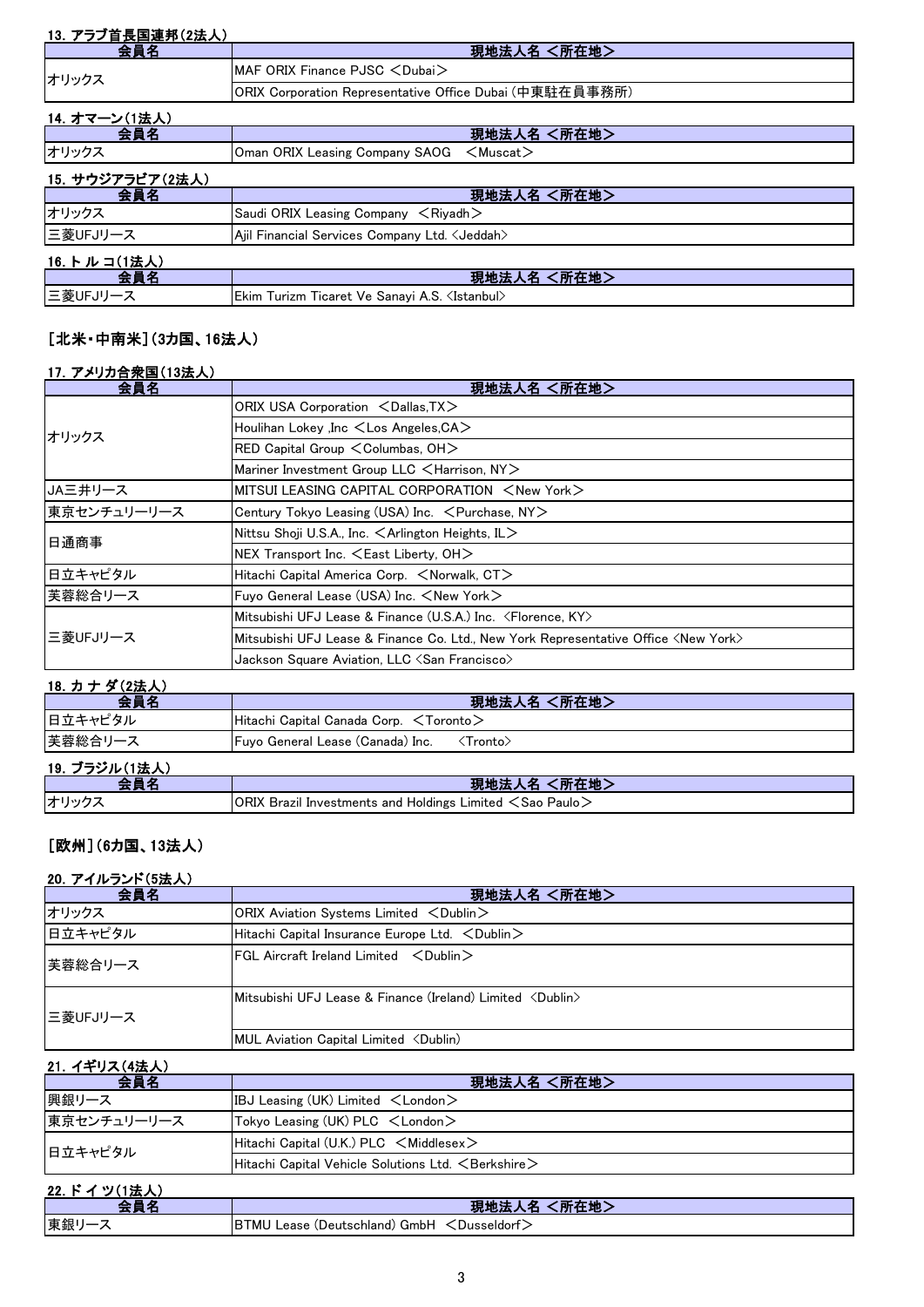#### 13. アラブ首長国連邦（2法人）

| 会員名 | 現地法人名 <所在地> |
| --- | --- |
| オリックス | MAF ORIX Finance PJSC ＜Dubai＞ |
| | ORIX Corporation Representative Office Dubai (中東駐在員事務所) |

#### 14. オマーン（1法人）

| 会員名 | 現地法人名 <所在地> |
| --- | --- |
| オリックス | Oman ORIX Leasing Company SAOG ＜Muscat＞ |

#### 15. サウジアラビア（2法人）

| 会員名 | 現地法人名 <所在地> |
| --- | --- |
| オリックス | Saudi ORIX Leasing Company ＜Riyadh＞ |
| 三菱UFJリース | Ajil Financial Services Company Ltd. <Jeddah> |

#### 16. トルコ（1法人）

| 会員名 | 現地法人名 <所在地> |
| --- | --- |
| 三菱UFJリース | Ekim Turizm Ticaret Ve Sanayi A.S. <Istanbul> |

### ［北米・中南米］（3カ国、16法人）

#### 17. アメリカ合衆国（13法人）

| 会員名 | 現地法人名 <所在地> |
| --- | --- |
| オリックス | ORIX USA Corporation ＜Dallas,TX＞ |
| | Houlihan Lokey ,Inc ＜Los Angeles,CA＞ |
| | RED Capital Group ＜Columbas, OH＞ |
| | Mariner Investment Group LLC ＜Harrison, NY＞ |
| JA三井リース | MITSUI LEASING CAPITAL CORPORATION ＜New York＞ |
| 東京センチュリーリース | Century Tokyo Leasing (USA) Inc. ＜Purchase, NY＞ |
| 日通商事 | Nittsu Shoji U.S.A., Inc. ＜Arlington Heights, IL＞ |
| | NEX Transport Inc. ＜East Liberty, OH＞ |
| 日立キャピタル | Hitachi Capital America Corp. ＜Norwalk, CT＞ |
| 芙蓉総合リース | Fuyo General Lease (USA) Inc. ＜New York＞ |
| 三菱UFJリース | Mitsubishi UFJ Lease & Finance (U.S.A.) Inc. <Florence, KY> |
| | Mitsubishi UFJ Lease & Finance Co. Ltd., New York Representative Office <New York> |
| | Jackson Square Aviation, LLC <San Francisco> |

#### 18. カナダ（2法人）

| 会員名 | 現地法人名 <所在地> |
| --- | --- |
| 日立キャピタル | Hitachi Capital Canada Corp. ＜Toronto＞ |
| 芙蓉総合リース | Fuyo General Lease (Canada) Inc. <Tronto> |

#### 19. ブラジル（1法人）

| 会員名 | 現地法人名 <所在地> |
| --- | --- |
| オリックス | ORIX Brazil Investments and Holdings Limited ＜Sao Paulo＞ |

### ［欧州］（6カ国、13法人）

#### 20. アイルランド（5法人）

| 会員名 | 現地法人名 <所在地> |
| --- | --- |
| オリックス | ORIX Aviation Systems Limited ＜Dublin＞ |
| 日立キャピタル | Hitachi Capital Insurance Europe Ltd. ＜Dublin＞ |
| 芙蓉総合リース | FGL Aircraft Ireland Limited ＜Dublin＞ |
| 三菱UFJリース | Mitsubishi UFJ Lease & Finance (Ireland) Limited <Dublin> |
| | MUL Aviation Capital Limited <Dublin> |

#### 21. イギリス（4法人）

| 会員名 | 現地法人名 <所在地> |
| --- | --- |
| 興銀リース | IBJ Leasing (UK) Limited ＜London＞ |
| 東京センチュリーリース | Tokyo Leasing (UK) PLC ＜London＞ |
| 日立キャピタル | Hitachi Capital (U.K.) PLC ＜Middlesex＞ |
| | Hitachi Capital Vehicle Solutions Ltd. ＜Berkshire＞ |

#### 22. ドイツ（1法人）

| 会員名 | 現地法人名 <所在地> |
| --- | --- |
| 東銀リース | BTMU Lease (Deutschland) GmbH ＜Dusseldorf＞ |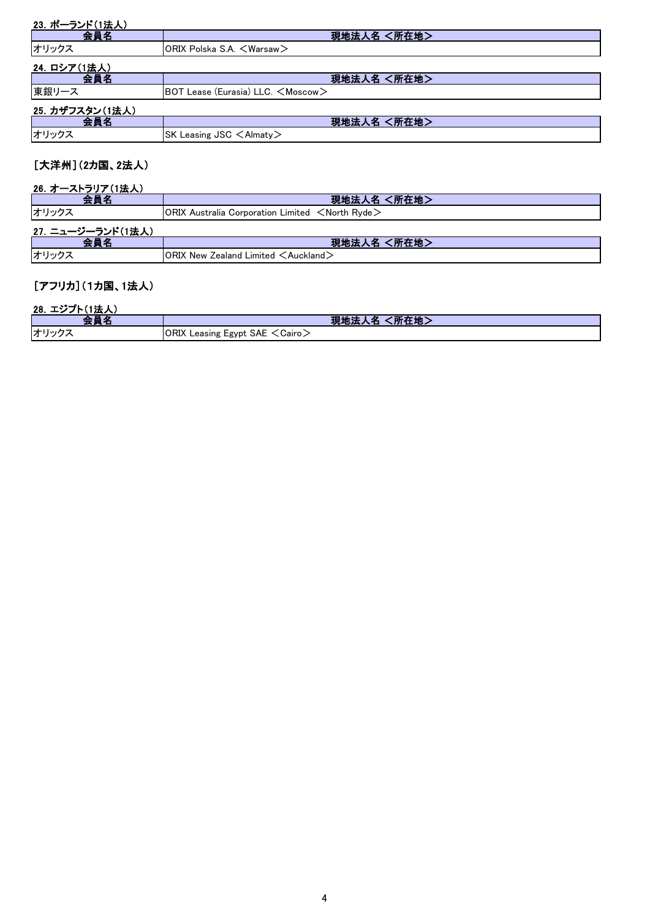### 23. ポーランド(1法人)

| 会員名 | 現地法人名 <所在地> |
|---|---|
| オリックス | ORIX Polska S.A. <Warsaw> |

### 24. ロシア(1法人)

| 会員名 | 現地法人名 <所在地> |
|---|---|
| 東銀リース | BOT Lease (Eurasia) LLC. <Moscow> |

### 25. カザフスタン(1法人)

| 会員名 | 現地法人名 <所在地> |
|---|---|
| オリックス | SK Leasing JSC <Almaty> |

## [大洋州](2カ国、2法人)

### 26. オーストラリア(1法人)

| 会員名 | 現地法人名 <所在地> |
|---|---|
| オリックス | ORIX Australia Corporation Limited <North Ryde> |

### 27. ニュージーランド(1法人)

| 会員名 | 現地法人名 <所在地> |
|---|---|
| オリックス | ORIX New Zealand Limited <Auckland> |

## [アフリカ](1カ国、1法人)

### 28. エジプト(1法人)

| 会員名 | 現地法人名 <所在地> |
|---|---|
| オリックス | ORIX Leasing Egypt SAE <Cairo> |